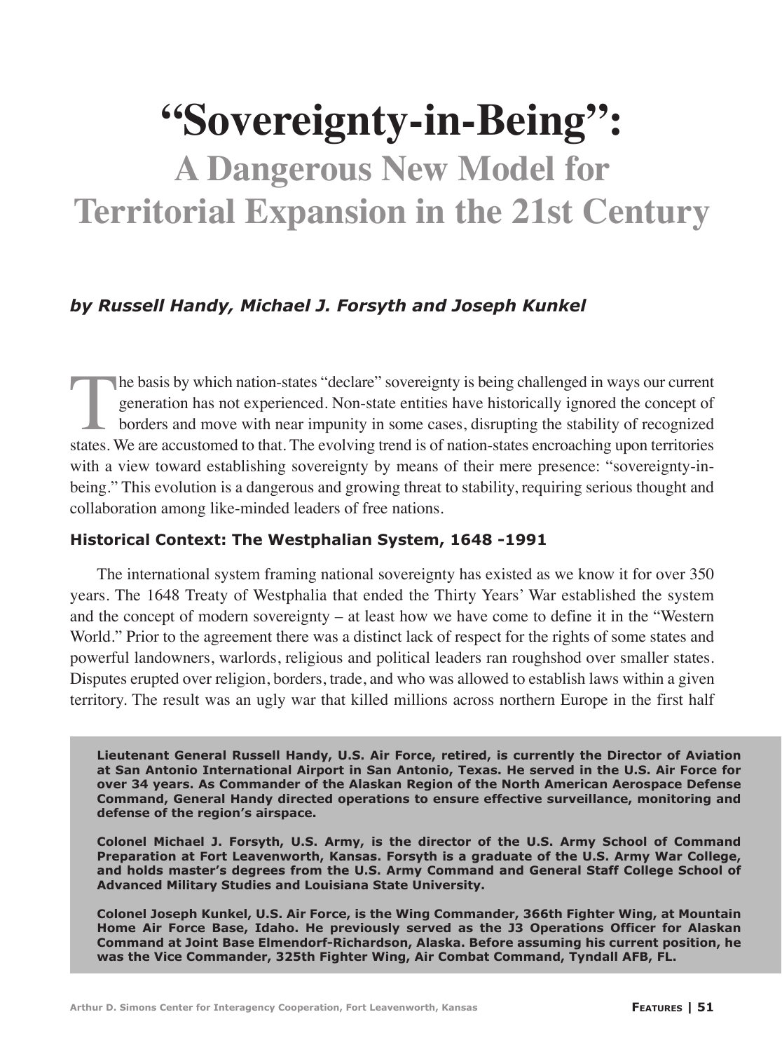# "Sovereignty-in-Being":

## A Dangerous New Model for Territorial Expansion in the 21st Century

***by Russell Handy, Michael J. Forsyth and Joseph Kunkel***

The basis by which nation-states "declare" sovereignty is being challenged in ways our current generation has not experienced. Non-state entities have historically ignored the concept of borders and move with near impunity in some cases, disrupting the stability of recognized states. We are accustomed to that. The evolving trend is of nation-states encroaching upon territories with a view toward establishing sovereignty by means of their mere presence: "sovereignty-in-being." This evolution is a dangerous and growing threat to stability, requiring serious thought and collaboration among like-minded leaders of free nations.

### Historical Context: The Westphalian System, 1648 -1991

The international system framing national sovereignty has existed as we know it for over 350 years. The 1648 Treaty of Westphalia that ended the Thirty Years' War established the system and the concept of modern sovereignty – at least how we have come to define it in the "Western World." Prior to the agreement there was a distinct lack of respect for the rights of some states and powerful landowners, warlords, religious and political leaders ran roughshod over smaller states. Disputes erupted over religion, borders, trade, and who was allowed to establish laws within a given territory. The result was an ugly war that killed millions across northern Europe in the first half

**Lieutenant General Russell Handy, U.S. Air Force, retired, is currently the Director of Aviation at San Antonio International Airport in San Antonio, Texas. He served in the U.S. Air Force for over 34 years. As Commander of the Alaskan Region of the North American Aerospace Defense Command, General Handy directed operations to ensure effective surveillance, monitoring and defense of the region's airspace.**

**Colonel Michael J. Forsyth, U.S. Army, is the director of the U.S. Army School of Command Preparation at Fort Leavenworth, Kansas. Forsyth is a graduate of the U.S. Army War College, and holds master's degrees from the U.S. Army Command and General Staff College School of Advanced Military Studies and Louisiana State University.**

**Colonel Joseph Kunkel, U.S. Air Force, is the Wing Commander, 366th Fighter Wing, at Mountain Home Air Force Base, Idaho. He previously served as the J3 Operations Officer for Alaskan Command at Joint Base Elmendorf-Richardson, Alaska. Before assuming his current position, he was the Vice Commander, 325th Fighter Wing, Air Combat Command, Tyndall AFB, FL.**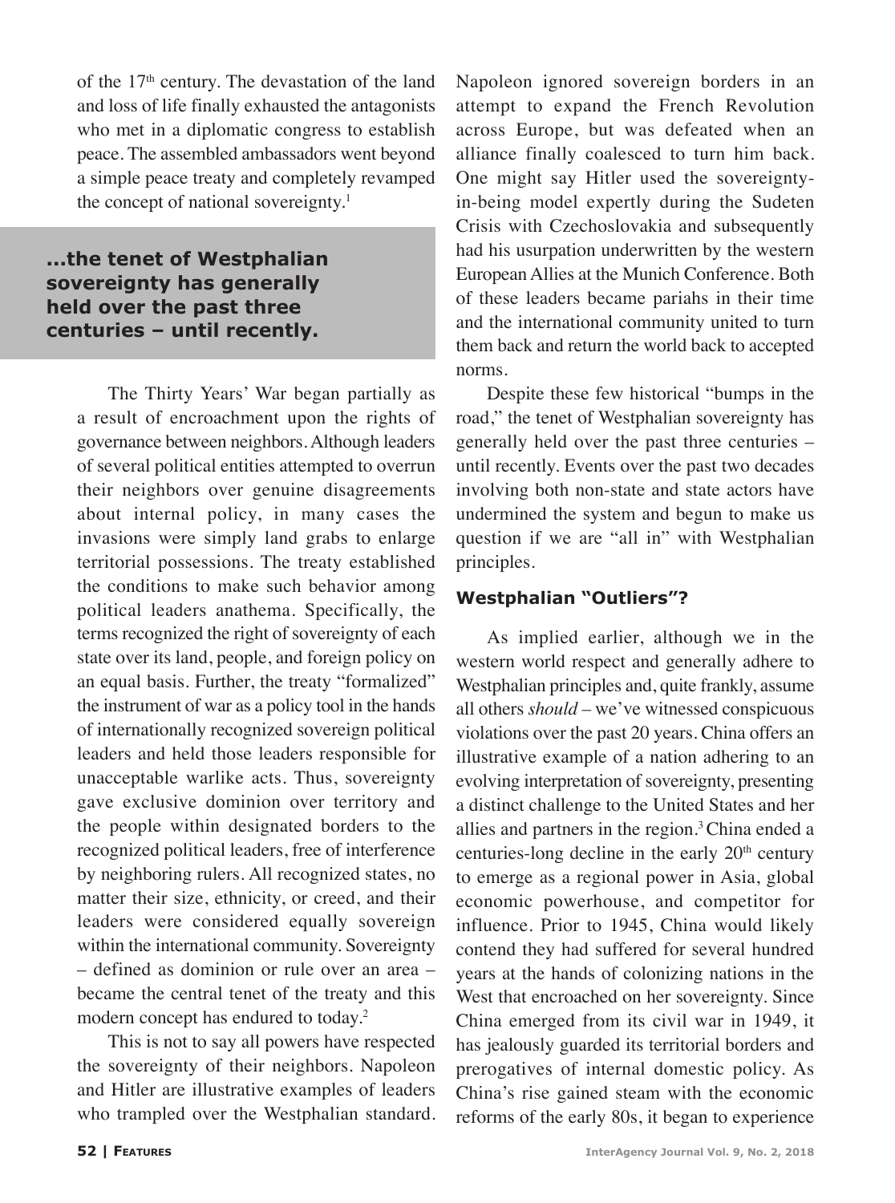of the 17th century. The devastation of the land and loss of life finally exhausted the antagonists who met in a diplomatic congress to establish peace. The assembled ambassadors went beyond a simple peace treaty and completely revamped the concept of national sovereignty.[1]

**...the tenet of Westphalian sovereignty has generally held over the past three centuries – until recently.**

The Thirty Years' War began partially as a result of encroachment upon the rights of governance between neighbors. Although leaders of several political entities attempted to overrun their neighbors over genuine disagreements about internal policy, in many cases the invasions were simply land grabs to enlarge territorial possessions. The treaty established the conditions to make such behavior among political leaders anathema. Specifically, the terms recognized the right of sovereignty of each state over its land, people, and foreign policy on an equal basis. Further, the treaty "formalized" the instrument of war as a policy tool in the hands of internationally recognized sovereign political leaders and held those leaders responsible for unacceptable warlike acts. Thus, sovereignty gave exclusive dominion over territory and the people within designated borders to the recognized political leaders, free of interference by neighboring rulers. All recognized states, no matter their size, ethnicity, or creed, and their leaders were considered equally sovereign within the international community. Sovereignty – defined as dominion or rule over an area – became the central tenet of the treaty and this modern concept has endured to today.[2]

This is not to say all powers have respected the sovereignty of their neighbors. Napoleon and Hitler are illustrative examples of leaders who trampled over the Westphalian standard. Napoleon ignored sovereign borders in an attempt to expand the French Revolution across Europe, but was defeated when an alliance finally coalesced to turn him back. One might say Hitler used the sovereignty-in-being model expertly during the Sudeten Crisis with Czechoslovakia and subsequently had his usurpation underwritten by the western European Allies at the Munich Conference. Both of these leaders became pariahs in their time and the international community united to turn them back and return the world back to accepted norms.

Despite these few historical "bumps in the road," the tenet of Westphalian sovereignty has generally held over the past three centuries – until recently. Events over the past two decades involving both non-state and state actors have undermined the system and begun to make us question if we are "all in" with Westphalian principles.

### Westphalian "Outliers"?

As implied earlier, although we in the western world respect and generally adhere to Westphalian principles and, quite frankly, assume all others *should* – we've witnessed conspicuous violations over the past 20 years. China offers an illustrative example of a nation adhering to an evolving interpretation of sovereignty, presenting a distinct challenge to the United States and her allies and partners in the region.[3] China ended a centuries-long decline in the early 20th century to emerge as a regional power in Asia, global economic powerhouse, and competitor for influence. Prior to 1945, China would likely contend they had suffered for several hundred years at the hands of colonizing nations in the West that encroached on her sovereignty. Since China emerged from its civil war in 1949, it has jealously guarded its territorial borders and prerogatives of internal domestic policy. As China's rise gained steam with the economic reforms of the early 80s, it began to experience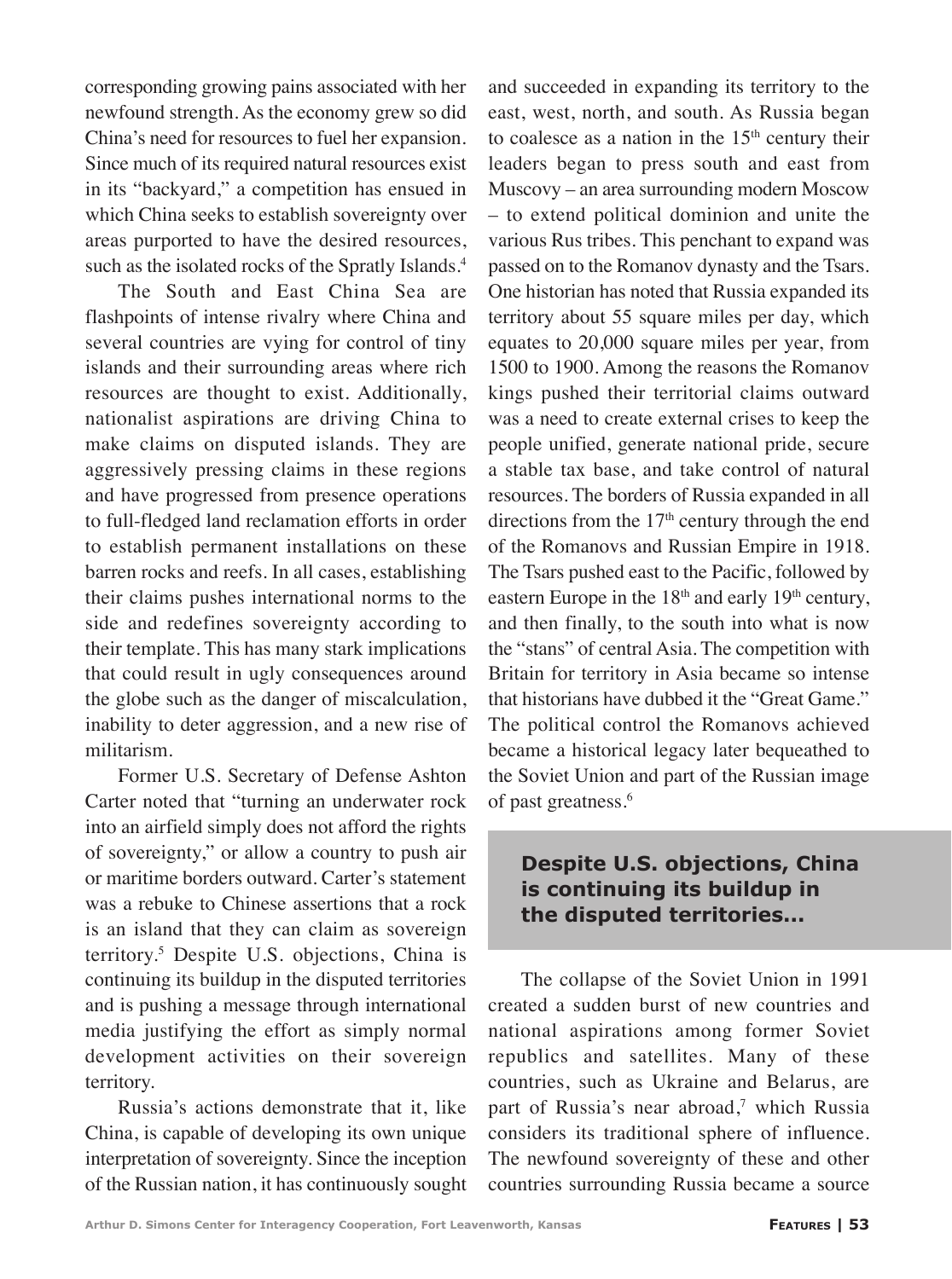corresponding growing pains associated with her newfound strength. As the economy grew so did China's need for resources to fuel her expansion. Since much of its required natural resources exist in its "backyard," a competition has ensued in which China seeks to establish sovereignty over areas purported to have the desired resources, such as the isolated rocks of the Spratly Islands.[4]

The South and East China Sea are flashpoints of intense rivalry where China and several countries are vying for control of tiny islands and their surrounding areas where rich resources are thought to exist. Additionally, nationalist aspirations are driving China to make claims on disputed islands. They are aggressively pressing claims in these regions and have progressed from presence operations to full-fledged land reclamation efforts in order to establish permanent installations on these barren rocks and reefs. In all cases, establishing their claims pushes international norms to the side and redefines sovereignty according to their template. This has many stark implications that could result in ugly consequences around the globe such as the danger of miscalculation, inability to deter aggression, and a new rise of militarism.

Former U.S. Secretary of Defense Ashton Carter noted that "turning an underwater rock into an airfield simply does not afford the rights of sovereignty," or allow a country to push air or maritime borders outward. Carter's statement was a rebuke to Chinese assertions that a rock is an island that they can claim as sovereign territory.[5] Despite U.S. objections, China is continuing its buildup in the disputed territories and is pushing a message through international media justifying the effort as simply normal development activities on their sovereign territory.

Russia's actions demonstrate that it, like China, is capable of developing its own unique interpretation of sovereignty. Since the inception of the Russian nation, it has continuously sought and succeeded in expanding its territory to the east, west, north, and south. As Russia began to coalesce as a nation in the 15th century their leaders began to press south and east from Muscovy – an area surrounding modern Moscow – to extend political dominion and unite the various Rus tribes. This penchant to expand was passed on to the Romanov dynasty and the Tsars. One historian has noted that Russia expanded its territory about 55 square miles per day, which equates to 20,000 square miles per year, from 1500 to 1900. Among the reasons the Romanov kings pushed their territorial claims outward was a need to create external crises to keep the people unified, generate national pride, secure a stable tax base, and take control of natural resources. The borders of Russia expanded in all directions from the 17th century through the end of the Romanovs and Russian Empire in 1918. The Tsars pushed east to the Pacific, followed by eastern Europe in the 18th and early 19th century, and then finally, to the south into what is now the "stans" of central Asia. The competition with Britain for territory in Asia became so intense that historians have dubbed it the "Great Game." The political control the Romanovs achieved became a historical legacy later bequeathed to the Soviet Union and part of the Russian image of past greatness.[6]

> **Despite U.S. objections, China is continuing its buildup in the disputed territories...**

The collapse of the Soviet Union in 1991 created a sudden burst of new countries and national aspirations among former Soviet republics and satellites. Many of these countries, such as Ukraine and Belarus, are part of Russia's near abroad,[7] which Russia considers its traditional sphere of influence. The newfound sovereignty of these and other countries surrounding Russia became a source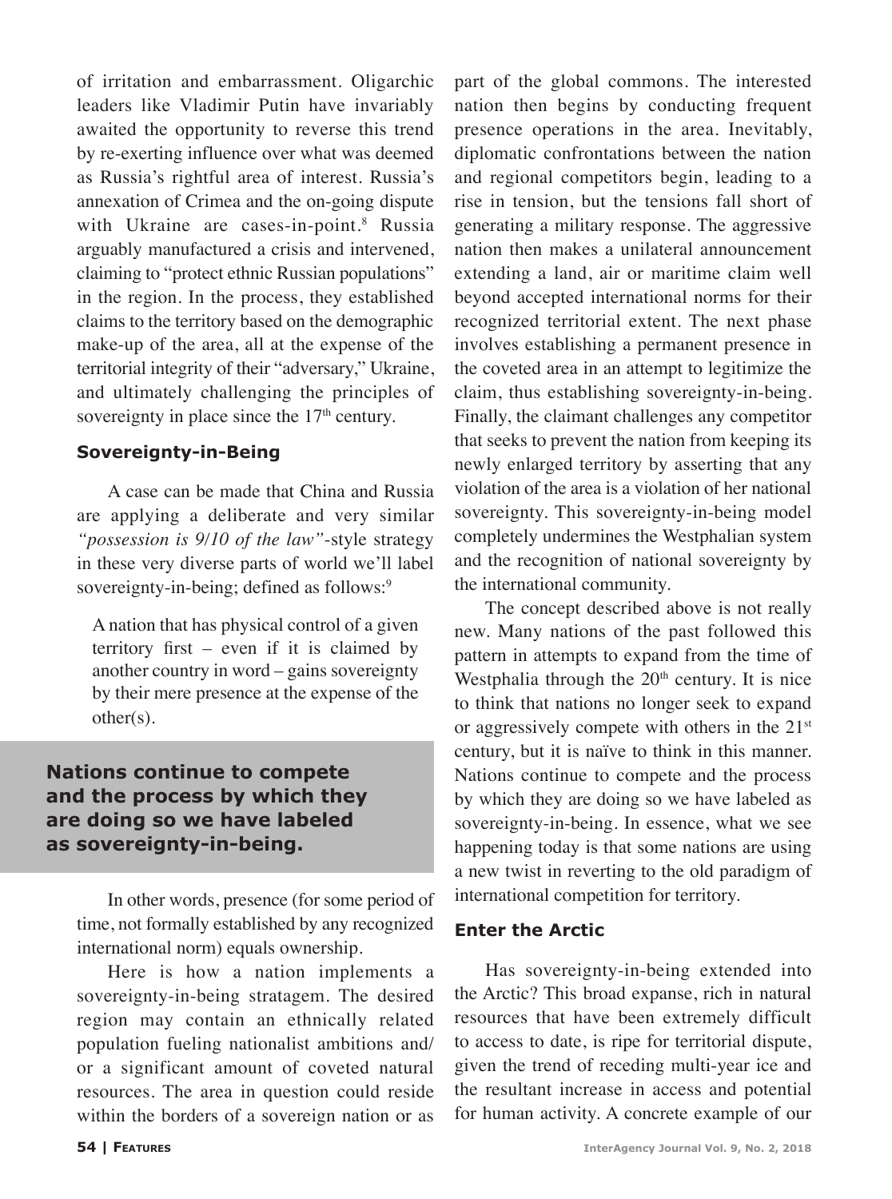of irritation and embarrassment. Oligarchic leaders like Vladimir Putin have invariably awaited the opportunity to reverse this trend by re-exerting influence over what was deemed as Russia's rightful area of interest. Russia's annexation of Crimea and the on-going dispute with Ukraine are cases-in-point.[8] Russia arguably manufactured a crisis and intervened, claiming to "protect ethnic Russian populations" in the region. In the process, they established claims to the territory based on the demographic make-up of the area, all at the expense of the territorial integrity of their "adversary," Ukraine, and ultimately challenging the principles of sovereignty in place since the 17th century.

### Sovereignty-in-Being

A case can be made that China and Russia are applying a deliberate and very similar *"possession is 9/10 of the law"*-style strategy in these very diverse parts of world we'll label sovereignty-in-being; defined as follows:[9]

> A nation that has physical control of a given territory first – even if it is claimed by another country in word – gains sovereignty by their mere presence at the expense of the other(s).

**Nations continue to compete and the process by which they are doing so we have labeled as sovereignty-in-being.**

In other words, presence (for some period of time, not formally established by any recognized international norm) equals ownership.

Here is how a nation implements a sovereignty-in-being stratagem. The desired region may contain an ethnically related population fueling nationalist ambitions and/or a significant amount of coveted natural resources. The area in question could reside within the borders of a sovereign nation or as part of the global commons. The interested nation then begins by conducting frequent presence operations in the area. Inevitably, diplomatic confrontations between the nation and regional competitors begin, leading to a rise in tension, but the tensions fall short of generating a military response. The aggressive nation then makes a unilateral announcement extending a land, air or maritime claim well beyond accepted international norms for their recognized territorial extent. The next phase involves establishing a permanent presence in the coveted area in an attempt to legitimize the claim, thus establishing sovereignty-in-being. Finally, the claimant challenges any competitor that seeks to prevent the nation from keeping its newly enlarged territory by asserting that any violation of the area is a violation of her national sovereignty. This sovereignty-in-being model completely undermines the Westphalian system and the recognition of national sovereignty by the international community.

The concept described above is not really new. Many nations of the past followed this pattern in attempts to expand from the time of Westphalia through the 20th century. It is nice to think that nations no longer seek to expand or aggressively compete with others in the 21st century, but it is naïve to think in this manner. Nations continue to compete and the process by which they are doing so we have labeled as sovereignty-in-being. In essence, what we see happening today is that some nations are using a new twist in reverting to the old paradigm of international competition for territory.

### Enter the Arctic

Has sovereignty-in-being extended into the Arctic? This broad expanse, rich in natural resources that have been extremely difficult to access to date, is ripe for territorial dispute, given the trend of receding multi-year ice and the resultant increase in access and potential for human activity. A concrete example of our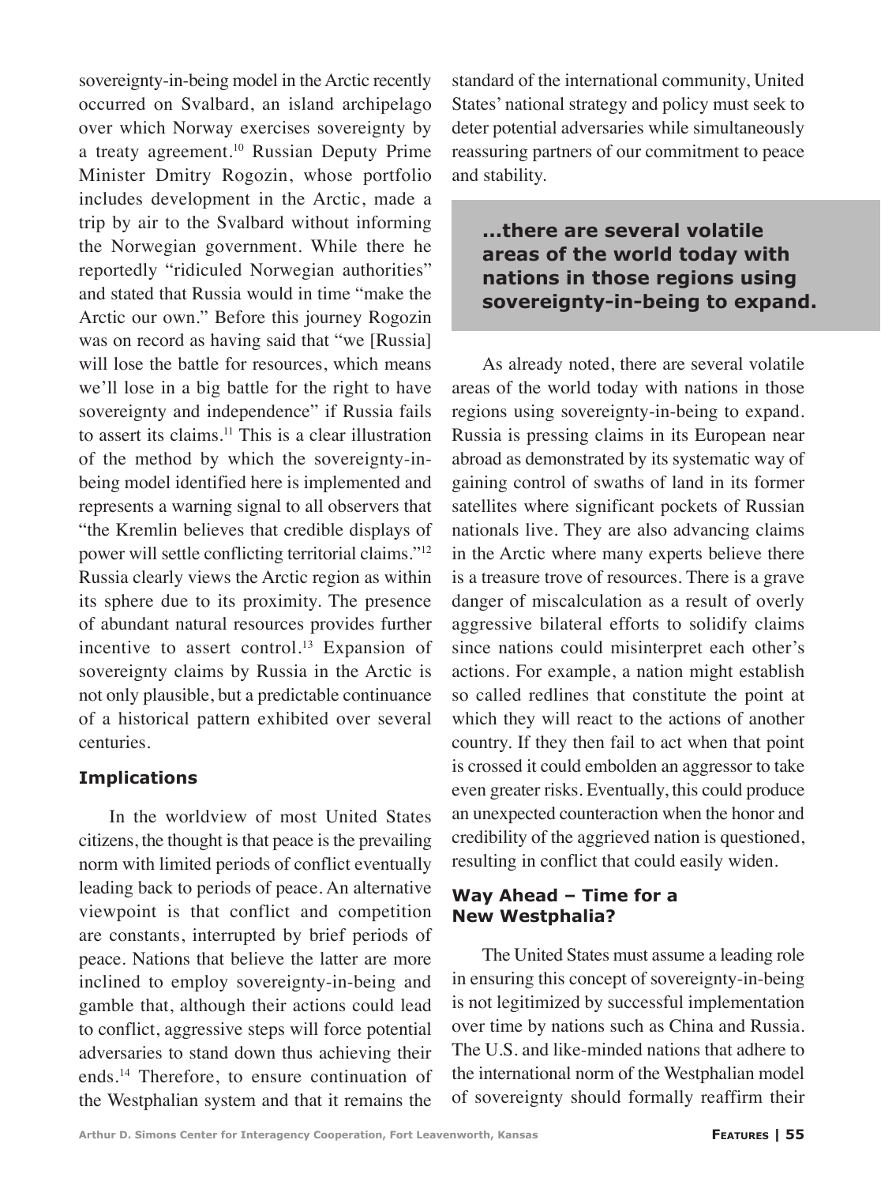sovereignty-in-being model in the Arctic recently occurred on Svalbard, an island archipelago over which Norway exercises sovereignty by a treaty agreement.[10] Russian Deputy Prime Minister Dmitry Rogozin, whose portfolio includes development in the Arctic, made a trip by air to the Svalbard without informing the Norwegian government. While there he reportedly "ridiculed Norwegian authorities" and stated that Russia would in time "make the Arctic our own." Before this journey Rogozin was on record as having said that "we [Russia] will lose the battle for resources, which means we'll lose in a big battle for the right to have sovereignty and independence" if Russia fails to assert its claims.[11] This is a clear illustration of the method by which the sovereignty-in-being model identified here is implemented and represents a warning signal to all observers that "the Kremlin believes that credible displays of power will settle conflicting territorial claims."[12] Russia clearly views the Arctic region as within its sphere due to its proximity. The presence of abundant natural resources provides further incentive to assert control.[13] Expansion of sovereignty claims by Russia in the Arctic is not only plausible, but a predictable continuance of a historical pattern exhibited over several centuries.

### Implications

In the worldview of most United States citizens, the thought is that peace is the prevailing norm with limited periods of conflict eventually leading back to periods of peace. An alternative viewpoint is that conflict and competition are constants, interrupted by brief periods of peace. Nations that believe the latter are more inclined to employ sovereignty-in-being and gamble that, although their actions could lead to conflict, aggressive steps will force potential adversaries to stand down thus achieving their ends.[14] Therefore, to ensure continuation of the Westphalian system and that it remains the standard of the international community, United States' national strategy and policy must seek to deter potential adversaries while simultaneously reassuring partners of our commitment to peace and stability.

> **...there are several volatile areas of the world today with nations in those regions using sovereignty-in-being to expand.**

As already noted, there are several volatile areas of the world today with nations in those regions using sovereignty-in-being to expand. Russia is pressing claims in its European near abroad as demonstrated by its systematic way of gaining control of swaths of land in its former satellites where significant pockets of Russian nationals live. They are also advancing claims in the Arctic where many experts believe there is a treasure trove of resources. There is a grave danger of miscalculation as a result of overly aggressive bilateral efforts to solidify claims since nations could misinterpret each other's actions. For example, a nation might establish so called redlines that constitute the point at which they will react to the actions of another country. If they then fail to act when that point is crossed it could embolden an aggressor to take even greater risks. Eventually, this could produce an unexpected counteraction when the honor and credibility of the aggrieved nation is questioned, resulting in conflict that could easily widen.

### Way Ahead – Time for a New Westphalia?

The United States must assume a leading role in ensuring this concept of sovereignty-in-being is not legitimized by successful implementation over time by nations such as China and Russia. The U.S. and like-minded nations that adhere to the international norm of the Westphalian model of sovereignty should formally reaffirm their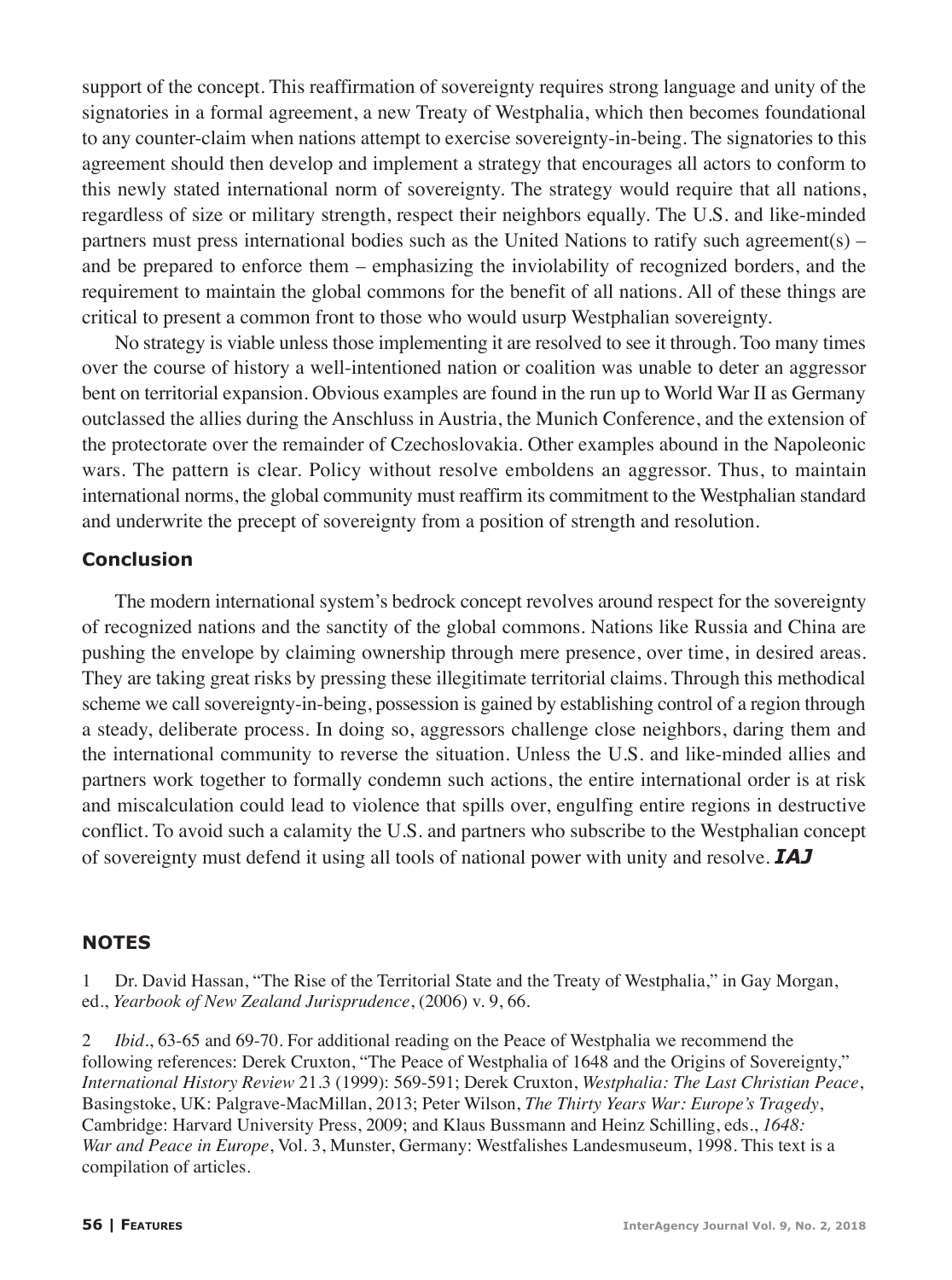support of the concept. This reaffirmation of sovereignty requires strong language and unity of the signatories in a formal agreement, a new Treaty of Westphalia, which then becomes foundational to any counter-claim when nations attempt to exercise sovereignty-in-being. The signatories to this agreement should then develop and implement a strategy that encourages all actors to conform to this newly stated international norm of sovereignty. The strategy would require that all nations, regardless of size or military strength, respect their neighbors equally. The U.S. and like-minded partners must press international bodies such as the United Nations to ratify such agreement(s) – and be prepared to enforce them – emphasizing the inviolability of recognized borders, and the requirement to maintain the global commons for the benefit of all nations. All of these things are critical to present a common front to those who would usurp Westphalian sovereignty.

No strategy is viable unless those implementing it are resolved to see it through. Too many times over the course of history a well-intentioned nation or coalition was unable to deter an aggressor bent on territorial expansion. Obvious examples are found in the run up to World War II as Germany outclassed the allies during the Anschluss in Austria, the Munich Conference, and the extension of the protectorate over the remainder of Czechoslovakia. Other examples abound in the Napoleonic wars. The pattern is clear. Policy without resolve emboldens an aggressor. Thus, to maintain international norms, the global community must reaffirm its commitment to the Westphalian standard and underwrite the precept of sovereignty from a position of strength and resolution.

## Conclusion

The modern international system's bedrock concept revolves around respect for the sovereignty of recognized nations and the sanctity of the global commons. Nations like Russia and China are pushing the envelope by claiming ownership through mere presence, over time, in desired areas. They are taking great risks by pressing these illegitimate territorial claims. Through this methodical scheme we call sovereignty-in-being, possession is gained by establishing control of a region through a steady, deliberate process. In doing so, aggressors challenge close neighbors, daring them and the international community to reverse the situation. Unless the U.S. and like-minded allies and partners work together to formally condemn such actions, the entire international order is at risk and miscalculation could lead to violence that spills over, engulfing entire regions in destructive conflict. To avoid such a calamity the U.S. and partners who subscribe to the Westphalian concept of sovereignty must defend it using all tools of national power with unity and resolve. ***IAJ***

## NOTES

1 Dr. David Hassan, "The Rise of the Territorial State and the Treaty of Westphalia," in Gay Morgan, ed., *Yearbook of New Zealand Jurisprudence*, (2006) v. 9, 66.

2 *Ibid*., 63-65 and 69-70. For additional reading on the Peace of Westphalia we recommend the following references: Derek Cruxton, "The Peace of Westphalia of 1648 and the Origins of Sovereignty," *International History Review* 21.3 (1999): 569-591; Derek Cruxton, *Westphalia: The Last Christian Peace*, Basingstoke, UK: Palgrave-MacMillan, 2013; Peter Wilson, *The Thirty Years War: Europe's Tragedy*, Cambridge: Harvard University Press, 2009; and Klaus Bussmann and Heinz Schilling, eds., *1648: War and Peace in Europe*, Vol. 3, Munster, Germany: Westfalishes Landesmuseum, 1998. This text is a compilation of articles.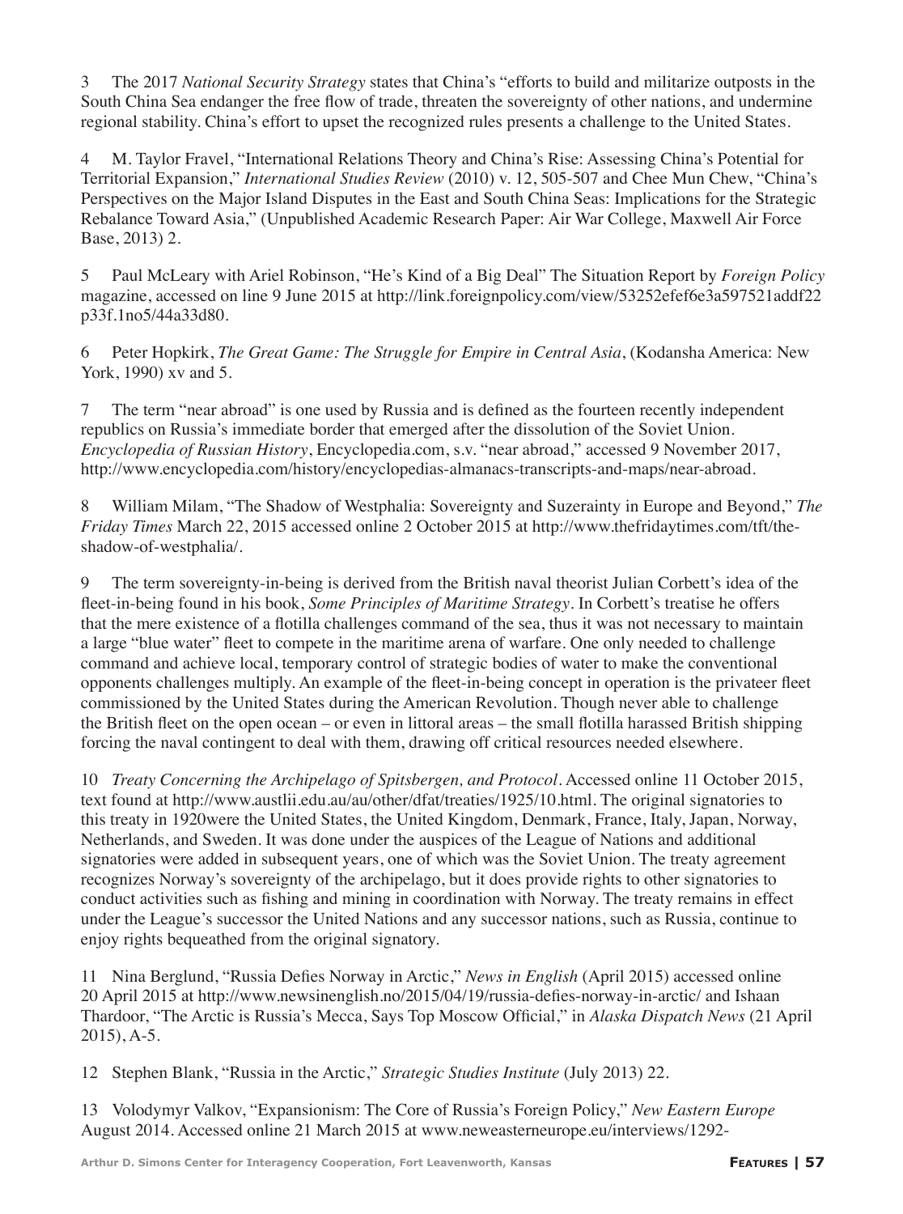3 The 2017 *National Security Strategy* states that China's "efforts to build and militarize outposts in the South China Sea endanger the free flow of trade, threaten the sovereignty of other nations, and undermine regional stability. China's effort to upset the recognized rules presents a challenge to the United States.

4 M. Taylor Fravel, "International Relations Theory and China's Rise: Assessing China's Potential for Territorial Expansion," *International Studies Review* (2010) v. 12, 505-507 and Chee Mun Chew, "China's Perspectives on the Major Island Disputes in the East and South China Seas: Implications for the Strategic Rebalance Toward Asia," (Unpublished Academic Research Paper: Air War College, Maxwell Air Force Base, 2013) 2.

5 Paul McLeary with Ariel Robinson, "He's Kind of a Big Deal" The Situation Report by *Foreign Policy* magazine, accessed on line 9 June 2015 at http://link.foreignpolicy.com/view/53252efef6e3a597521addf22p33f.1no5/44a33d80.

6 Peter Hopkirk, *The Great Game: The Struggle for Empire in Central Asia*, (Kodansha America: New York, 1990) xv and 5.

7 The term "near abroad" is one used by Russia and is defined as the fourteen recently independent republics on Russia's immediate border that emerged after the dissolution of the Soviet Union. *Encyclopedia of Russian History*, Encyclopedia.com, s.v. "near abroad," accessed 9 November 2017, http://www.encyclopedia.com/history/encyclopedias-almanacs-transcripts-and-maps/near-abroad.

8 William Milam, "The Shadow of Westphalia: Sovereignty and Suzerainty in Europe and Beyond," *The Friday Times* March 22, 2015 accessed online 2 October 2015 at http://www.thefridaytimes.com/tft/the-shadow-of-westphalia/.

9 The term sovereignty-in-being is derived from the British naval theorist Julian Corbett's idea of the fleet-in-being found in his book, *Some Principles of Maritime Strategy*. In Corbett's treatise he offers that the mere existence of a flotilla challenges command of the sea, thus it was not necessary to maintain a large "blue water" fleet to compete in the maritime arena of warfare. One only needed to challenge command and achieve local, temporary control of strategic bodies of water to make the conventional opponents challenges multiply. An example of the fleet-in-being concept in operation is the privateer fleet commissioned by the United States during the American Revolution. Though never able to challenge the British fleet on the open ocean – or even in littoral areas – the small flotilla harassed British shipping forcing the naval contingent to deal with them, drawing off critical resources needed elsewhere.

10 *Treaty Concerning the Archipelago of Spitsbergen, and Protocol*. Accessed online 11 October 2015, text found at http://www.austlii.edu.au/au/other/dfat/treaties/1925/10.html. The original signatories to this treaty in 1920were the United States, the United Kingdom, Denmark, France, Italy, Japan, Norway, Netherlands, and Sweden. It was done under the auspices of the League of Nations and additional signatories were added in subsequent years, one of which was the Soviet Union. The treaty agreement recognizes Norway's sovereignty of the archipelago, but it does provide rights to other signatories to conduct activities such as fishing and mining in coordination with Norway. The treaty remains in effect under the League's successor the United Nations and any successor nations, such as Russia, continue to enjoy rights bequeathed from the original signatory.

11 Nina Berglund, "Russia Defies Norway in Arctic," *News in English* (April 2015) accessed online 20 April 2015 at http://www.newsinenglish.no/2015/04/19/russia-defies-norway-in-arctic/ and Ishaan Thardoor, "The Arctic is Russia's Mecca, Says Top Moscow Official," in *Alaska Dispatch News* (21 April 2015), A-5.

12 Stephen Blank, "Russia in the Arctic," *Strategic Studies Institute* (July 2013) 22.

13 Volodymyr Valkov, "Expansionism: The Core of Russia's Foreign Policy," *New Eastern Europe* August 2014. Accessed online 21 March 2015 at www.neweasterneurope.eu/interviews/1292-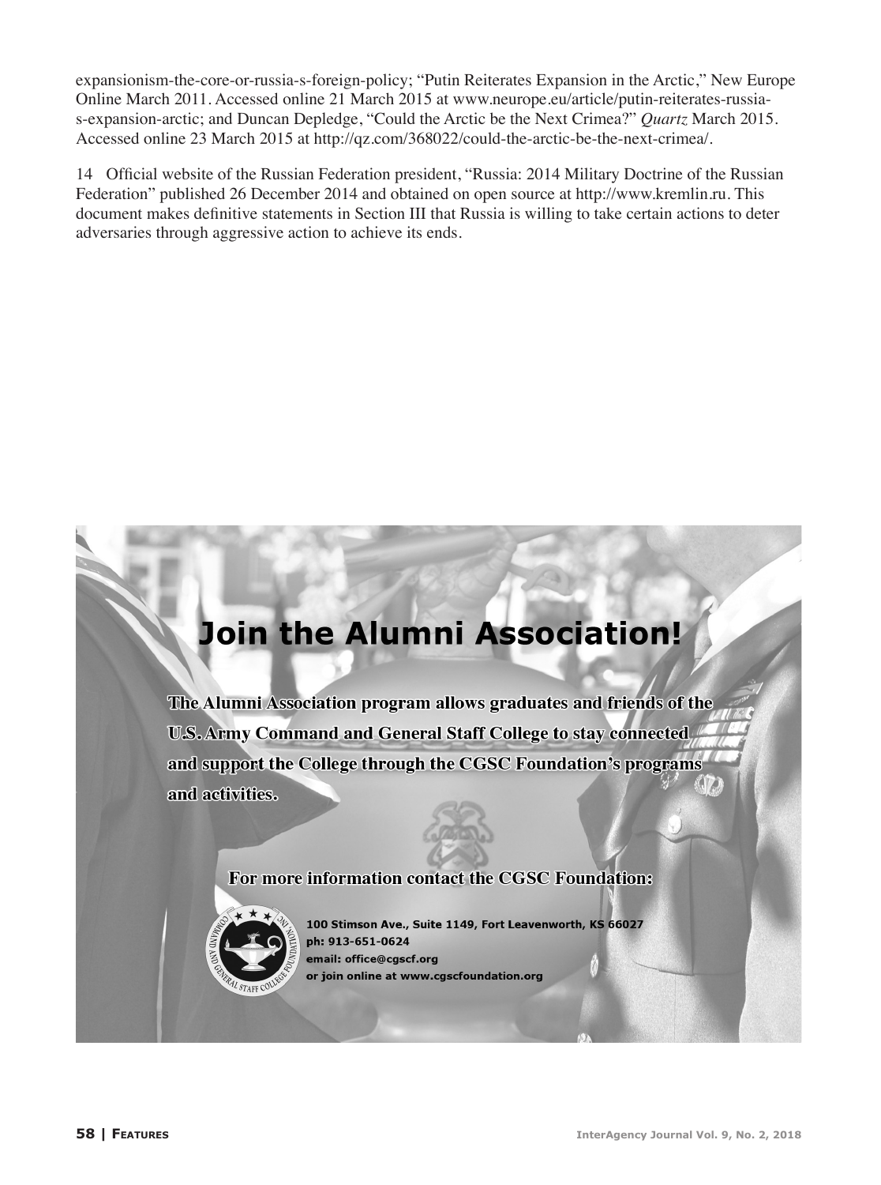expansionism-the-core-or-russia-s-foreign-policy; "Putin Reiterates Expansion in the Arctic," New Europe Online March 2011. Accessed online 21 March 2015 at www.neurope.eu/article/putin-reiterates-russia-s-expansion-arctic; and Duncan Depledge, "Could the Arctic be the Next Crimea?" *Quartz* March 2015. Accessed online 23 March 2015 at http://qz.com/368022/could-the-arctic-be-the-next-crimea/.

14 Official website of the Russian Federation president, "Russia: 2014 Military Doctrine of the Russian Federation" published 26 December 2014 and obtained on open source at http://www.kremlin.ru. This document makes definitive statements in Section III that Russia is willing to take certain actions to deter adversaries through aggressive action to achieve its ends.

# Join the Alumni Association!

**The Alumni Association program allows graduates and friends of the U.S. Army Command and General Staff College to stay connected and support the College through the CGSC Foundation's programs and activities.**

**For more information contact the CGSC Foundation:**

100 Stimson Ave., Suite 1149, Fort Leavenworth, KS 66027
ph: 913-651-0624
email: office@cgscf.org
or join online at www.cgscfoundation.org